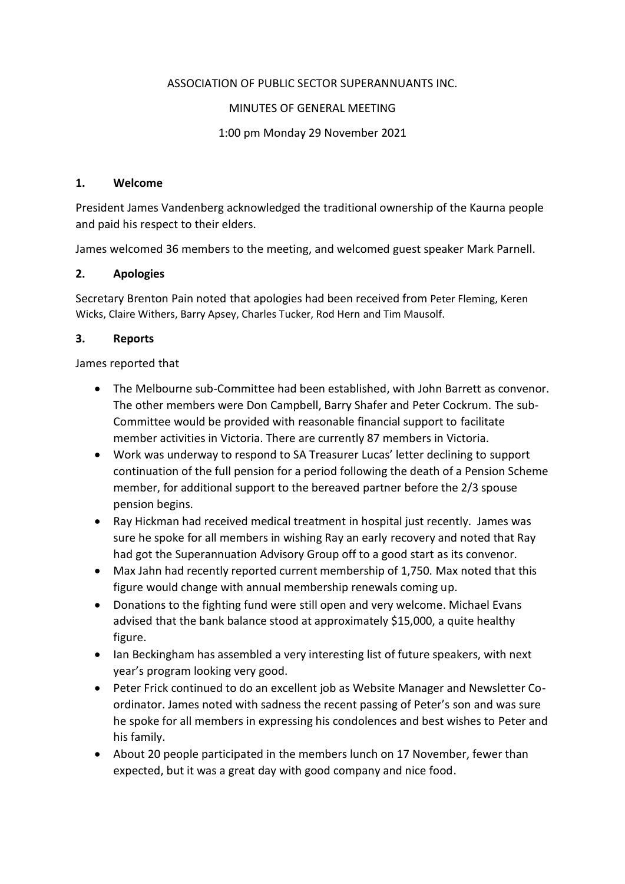ASSOCIATION OF PUBLIC SECTOR SUPERANNUANTS INC.

MINUTES OF GENERAL MEETING

1:00 pm Monday 29 November 2021

## 1. Welcome

President James Vandenberg acknowledged the traditional ownership of the Kaurna people and paid his respect to their elders.

James welcomed 36 members to the meeting, and welcomed guest speaker Mark Parnell.

## 2. Apologies

Secretary Brenton Pain noted that apologies had been received from Peter Fleming, Keren Wicks, Claire Withers, Barry Apsey, Charles Tucker, Rod Hern and Tim Mausolf.

## 3. Reports

James reported that

- The Melbourne sub-Committee had been established, with John Barrett as convenor. The other members were Don Campbell, Barry Shafer and Peter Cockrum. The sub-Committee would be provided with reasonable financial support to facilitate member activities in Victoria. There are currently 87 members in Victoria.
- Work was underway to respond to SA Treasurer Lucas' letter declining to support continuation of the full pension for a period following the death of a Pension Scheme member, for additional support to the bereaved partner before the 2/3 spouse pension begins.
- Ray Hickman had received medical treatment in hospital just recently. James was sure he spoke for all members in wishing Ray an early recovery and noted that Ray had got the Superannuation Advisory Group off to a good start as its convenor.
- Max Jahn had recently reported current membership of 1,750. Max noted that this figure would change with annual membership renewals coming up.
- Donations to the fighting fund were still open and very welcome. Michael Evans advised that the bank balance stood at approximately $15,000, a quite healthy figure.
- Ian Beckingham has assembled a very interesting list of future speakers, with next year's program looking very good.
- Peter Frick continued to do an excellent job as Website Manager and Newsletter Co-ordinator. James noted with sadness the recent passing of Peter's son and was sure he spoke for all members in expressing his condolences and best wishes to Peter and his family.
- About 20 people participated in the members lunch on 17 November, fewer than expected, but it was a great day with good company and nice food.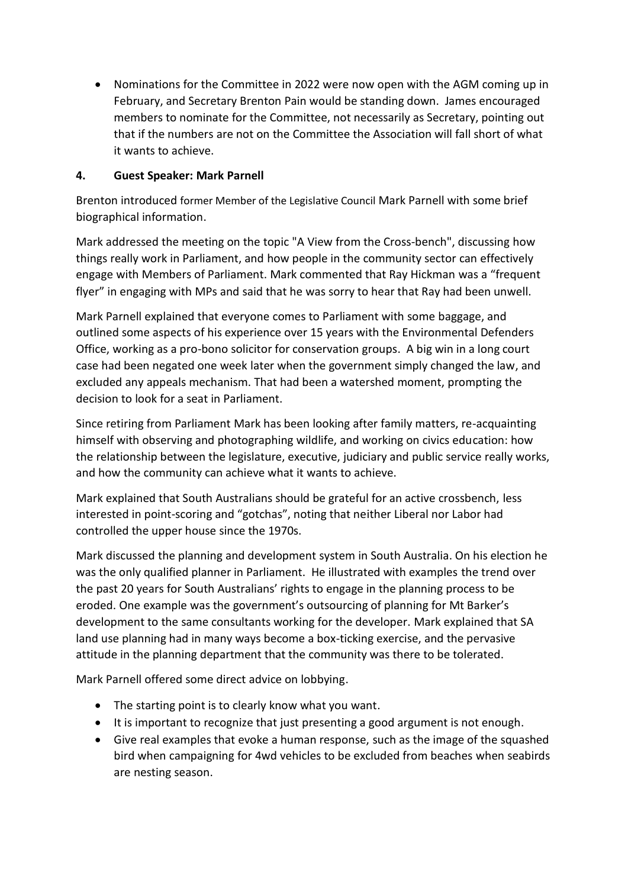- Nominations for the Committee in 2022 were now open with the AGM coming up in February, and Secretary Brenton Pain would be standing down. James encouraged members to nominate for the Committee, not necessarily as Secretary, pointing out that if the numbers are not on the Committee the Association will fall short of what it wants to achieve.

#### 4. Guest Speaker: Mark Parnell

Brenton introduced former Member of the Legislative Council Mark Parnell with some brief biographical information.

Mark addressed the meeting on the topic "A View from the Cross-bench", discussing how things really work in Parliament, and how people in the community sector can effectively engage with Members of Parliament. Mark commented that Ray Hickman was a "frequent flyer" in engaging with MPs and said that he was sorry to hear that Ray had been unwell.

Mark Parnell explained that everyone comes to Parliament with some baggage, and outlined some aspects of his experience over 15 years with the Environmental Defenders Office, working as a pro-bono solicitor for conservation groups. A big win in a long court case had been negated one week later when the government simply changed the law, and excluded any appeals mechanism. That had been a watershed moment, prompting the decision to look for a seat in Parliament.

Since retiring from Parliament Mark has been looking after family matters, re-acquainting himself with observing and photographing wildlife, and working on civics education: how the relationship between the legislature, executive, judiciary and public service really works, and how the community can achieve what it wants to achieve.

Mark explained that South Australians should be grateful for an active crossbench, less interested in point-scoring and "gotchas", noting that neither Liberal nor Labor had controlled the upper house since the 1970s.

Mark discussed the planning and development system in South Australia. On his election he was the only qualified planner in Parliament. He illustrated with examples the trend over the past 20 years for South Australians' rights to engage in the planning process to be eroded. One example was the government's outsourcing of planning for Mt Barker's development to the same consultants working for the developer. Mark explained that SA land use planning had in many ways become a box-ticking exercise, and the pervasive attitude in the planning department that the community was there to be tolerated.

Mark Parnell offered some direct advice on lobbying.

- The starting point is to clearly know what you want.
- It is important to recognize that just presenting a good argument is not enough.
- Give real examples that evoke a human response, such as the image of the squashed bird when campaigning for 4wd vehicles to be excluded from beaches when seabirds are nesting season.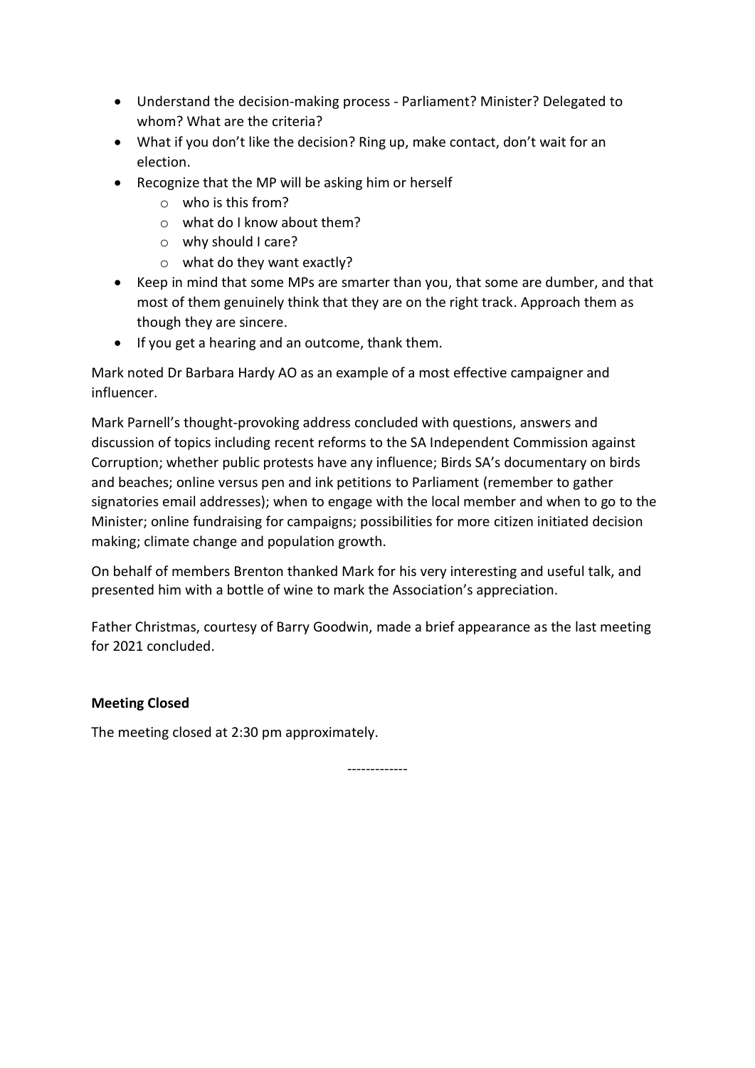- Understand the decision-making process - Parliament? Minister? Delegated to whom? What are the criteria?
- What if you don't like the decision? Ring up, make contact, don't wait for an election.
- Recognize that the MP will be asking him or herself
  - who is this from?
  - what do I know about them?
  - why should I care?
  - what do they want exactly?
- Keep in mind that some MPs are smarter than you, that some are dumber, and that most of them genuinely think that they are on the right track. Approach them as though they are sincere.
- If you get a hearing and an outcome, thank them.

Mark noted Dr Barbara Hardy AO as an example of a most effective campaigner and influencer.

Mark Parnell's thought-provoking address concluded with questions, answers and discussion of topics including recent reforms to the SA Independent Commission against Corruption; whether public protests have any influence; Birds SA's documentary on birds and beaches; online versus pen and ink petitions to Parliament (remember to gather signatories email addresses); when to engage with the local member and when to go to the Minister; online fundraising for campaigns; possibilities for more citizen initiated decision making; climate change and population growth.

On behalf of members Brenton thanked Mark for his very interesting and useful talk, and presented him with a bottle of wine to mark the Association's appreciation.

Father Christmas, courtesy of Barry Goodwin, made a brief appearance as the last meeting for 2021 concluded.

**Meeting Closed**

The meeting closed at 2:30 pm approximately.

-------------